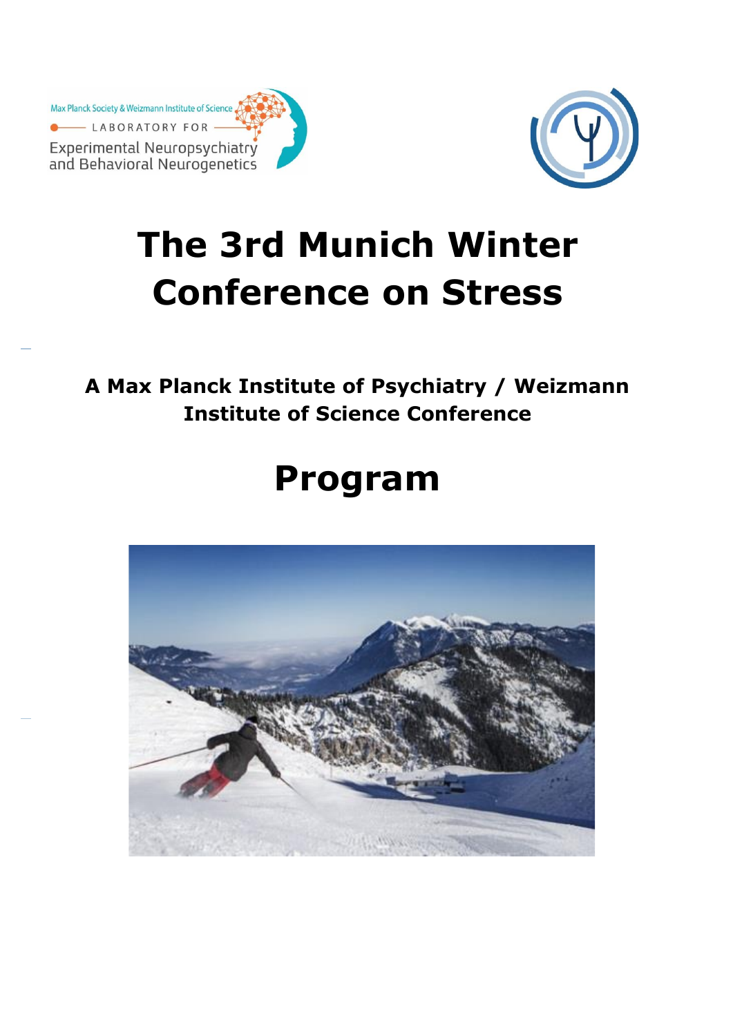Max Planck Society & Weizmann Institute of Science

LABORATORY FOR

Experimental Neuropsychiatry and Behavioral Neurogenetics

# The 3rd Munich Winter Conference on Stress

## A Max Planck Institute of Psychiatry / Weizmann Institute of Science Conference

# Program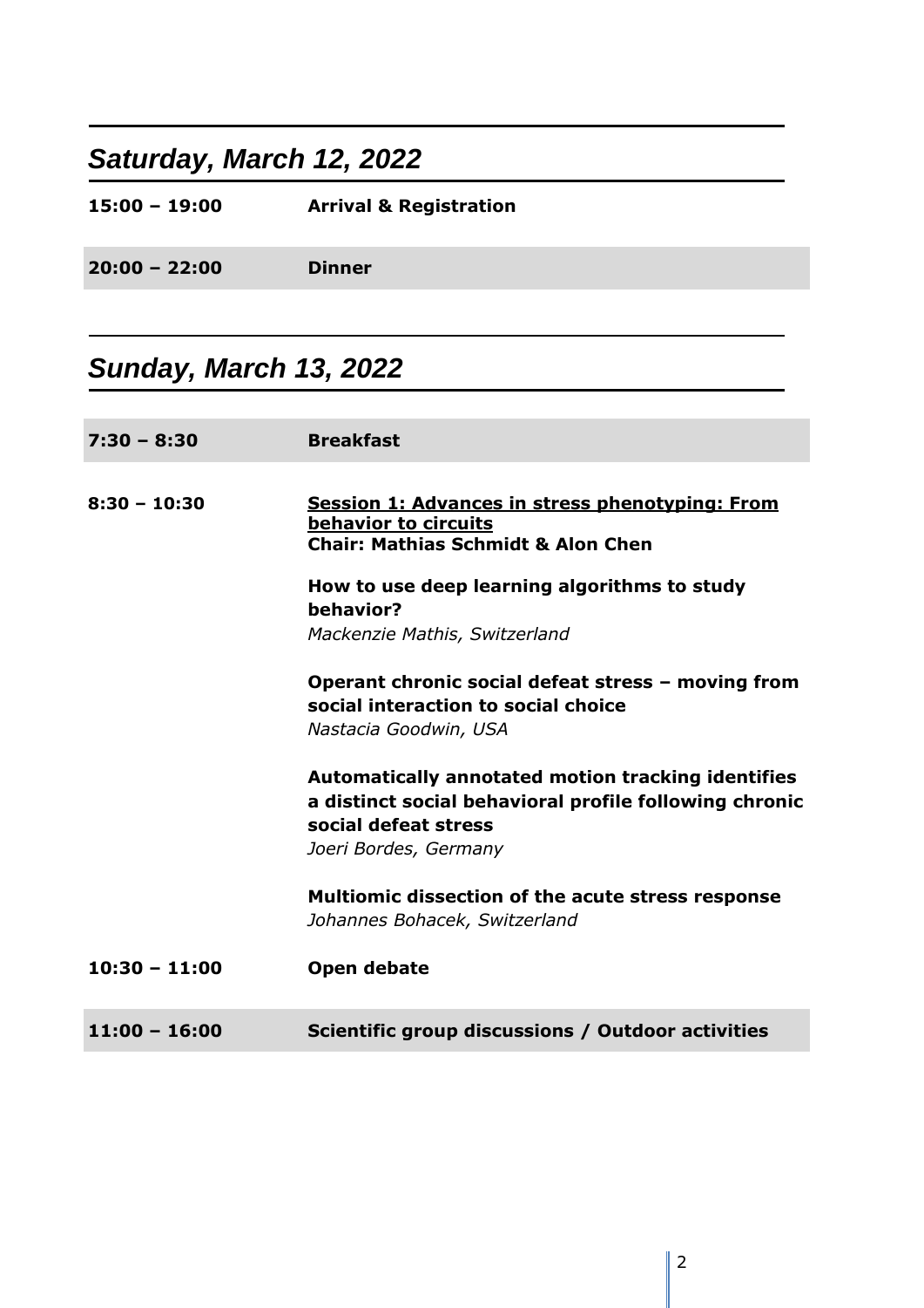## *Saturday, March 12, 2022*

| | |
|---|---|
| **15:00 – 19:00** | **Arrival & Registration** |
| **20:00 – 22:00** | **Dinner** |

## *Sunday, March 13, 2022*

| | |
|---|---|
| **7:30 – 8:30** | **Breakfast** |
| **8:30 – 10:30** | **<u>Session 1: Advances in stress phenotyping: From behavior to circuits</u>**<br>**Chair: Mathias Schmidt & Alon Chen**<br><br>**How to use deep learning algorithms to study behavior?**<br>*Mackenzie Mathis, Switzerland*<br><br>**Operant chronic social defeat stress – moving from social interaction to social choice**<br>*Nastacia Goodwin, USA*<br><br>**Automatically annotated motion tracking identifies a distinct social behavioral profile following chronic social defeat stress**<br>*Joeri Bordes, Germany*<br><br>**Multiomic dissection of the acute stress response**<br>*Johannes Bohacek, Switzerland* |
| **10:30 – 11:00** | **Open debate** |
| **11:00 – 16:00** | **Scientific group discussions / Outdoor activities** |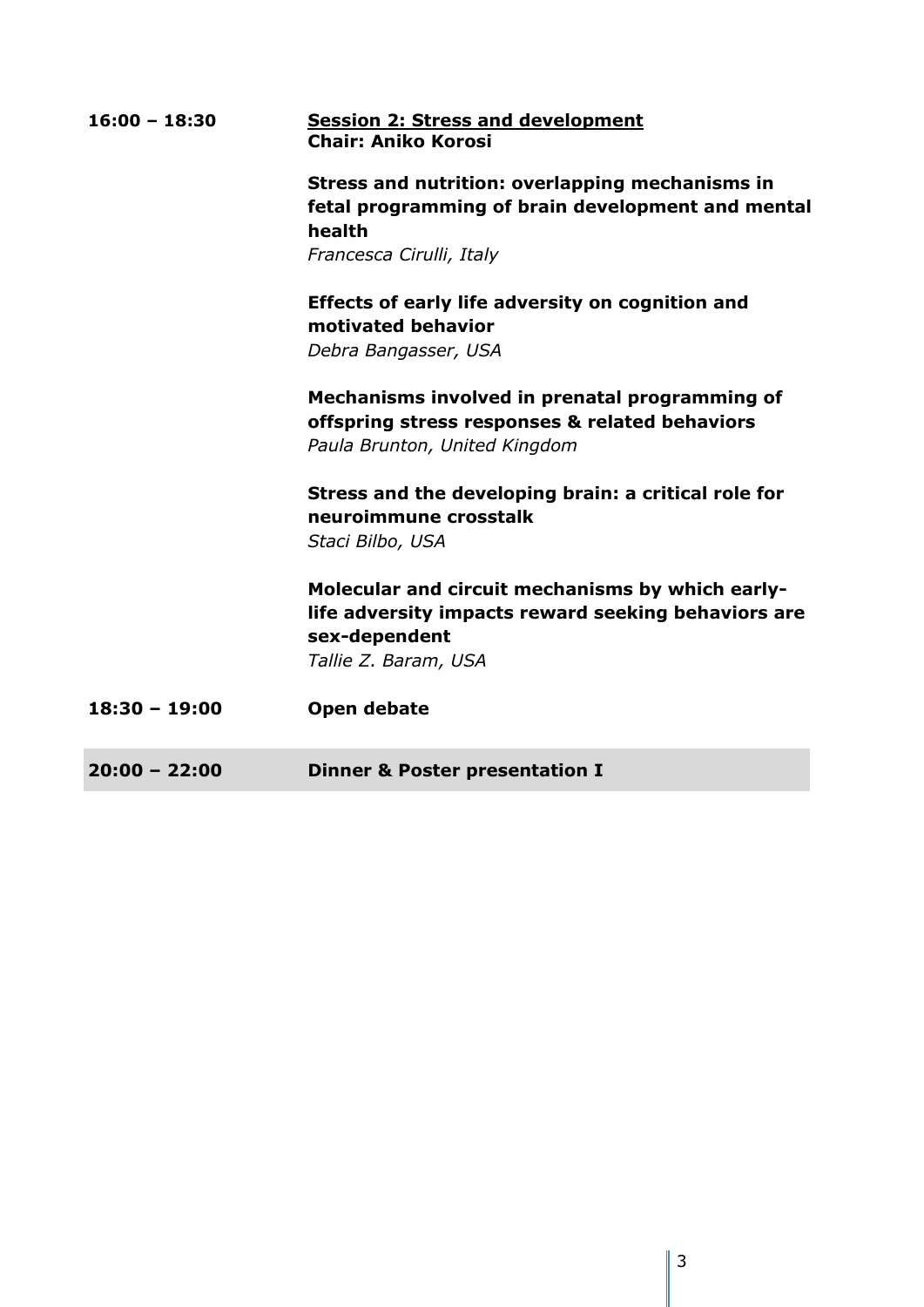**16:00 – 18:30**

<u>**Session 2: Stress and development**</u>
**Chair: Aniko Korosi**

**Stress and nutrition: overlapping mechanisms in fetal programming of brain development and mental health**
*Francesca Cirulli, Italy*

**Effects of early life adversity on cognition and motivated behavior**
*Debra Bangasser, USA*

**Mechanisms involved in prenatal programming of offspring stress responses & related behaviors**
*Paula Brunton, United Kingdom*

**Stress and the developing brain: a critical role for neuroimmune crosstalk**
*Staci Bilbo, USA*

**Molecular and circuit mechanisms by which early-life adversity impacts reward seeking behaviors are sex-dependent**
*Tallie Z. Baram, USA*

**18:30 – 19:00** **Open debate**

**20:00 – 22:00** **Dinner & Poster presentation I**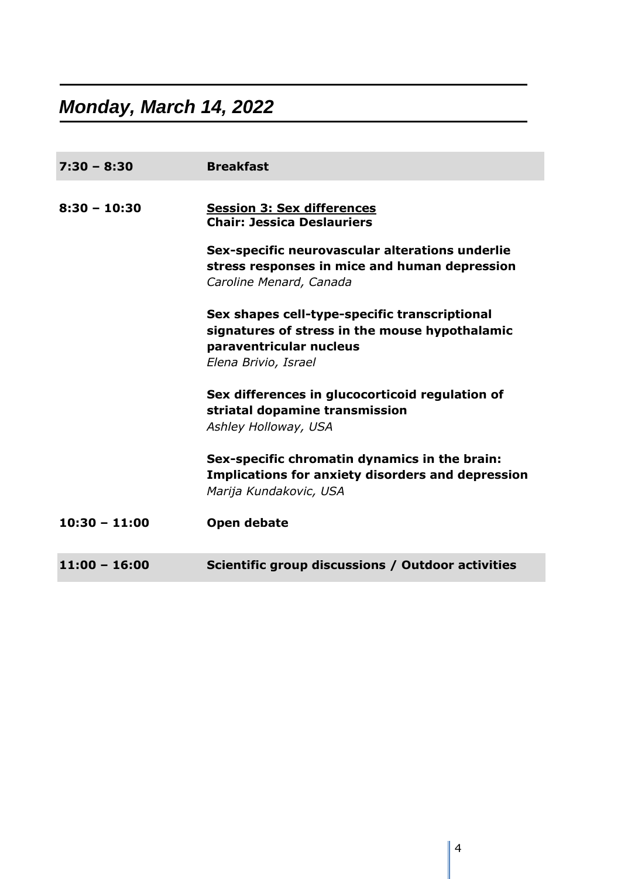## *Monday, March 14, 2022*

| | |
|---|---|
| **7:30 – 8:30** | **Breakfast** |
| **8:30 – 10:30** | **Session 3: Sex differences**<br>**Chair: Jessica Deslauriers**<br><br>**Sex-specific neurovascular alterations underlie stress responses in mice and human depression**<br>*Caroline Menard, Canada*<br><br>**Sex shapes cell-type-specific transcriptional signatures of stress in the mouse hypothalamic paraventricular nucleus**<br>*Elena Brivio, Israel*<br><br>**Sex differences in glucocorticoid regulation of striatal dopamine transmission**<br>*Ashley Holloway, USA*<br><br>**Sex-specific chromatin dynamics in the brain: Implications for anxiety disorders and depression**<br>*Marija Kundakovic, USA* |
| **10:30 – 11:00** | **Open debate** |
| **11:00 – 16:00** | **Scientific group discussions / Outdoor activities** |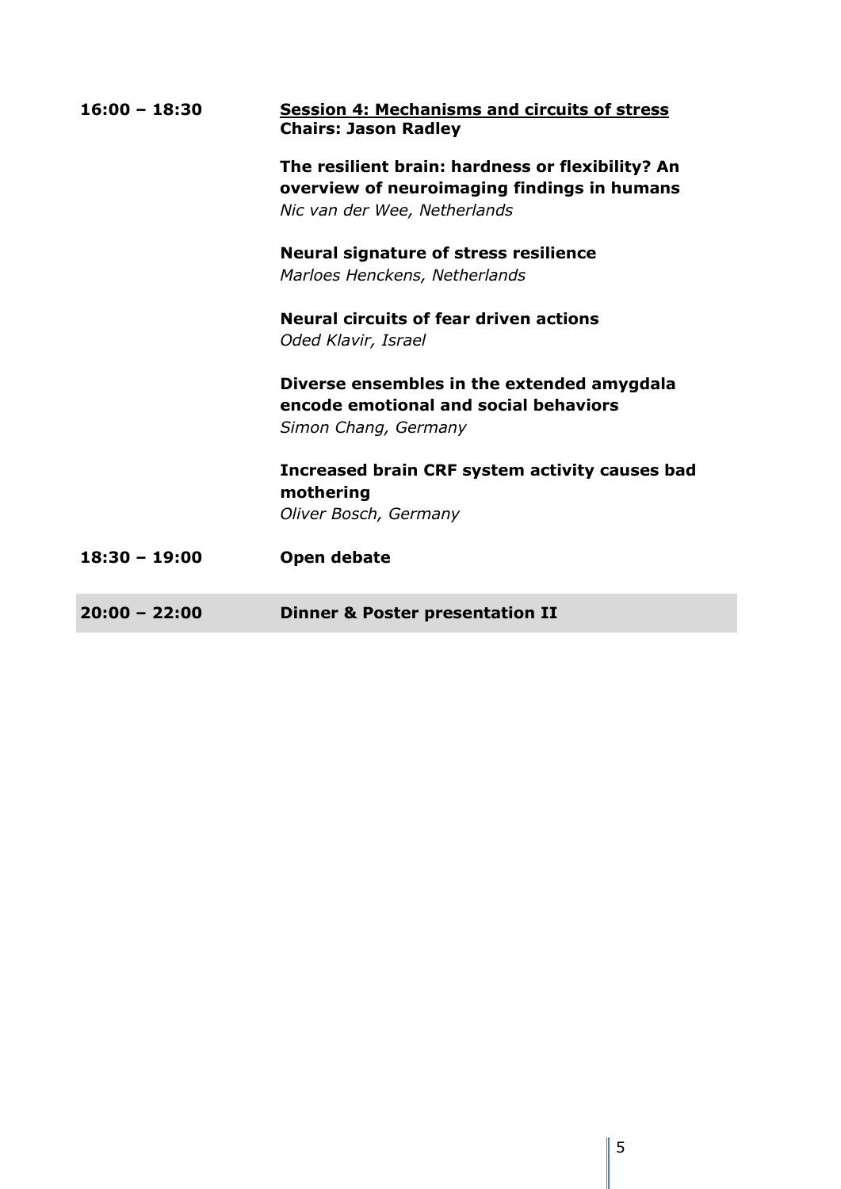**16:00 – 18:30** **<u>Session 4: Mechanisms and circuits of stress</u>**
**Chairs: Jason Radley**

**The resilient brain: hardness or flexibility? An overview of neuroimaging findings in humans**
*Nic van der Wee, Netherlands*

**Neural signature of stress resilience**
*Marloes Henckens, Netherlands*

**Neural circuits of fear driven actions**
*Oded Klavir, Israel*

**Diverse ensembles in the extended amygdala encode emotional and social behaviors**
*Simon Chang, Germany*

**Increased brain CRF system activity causes bad mothering**
*Oliver Bosch, Germany*

**18:30 – 19:00** **Open debate**

**20:00 – 22:00** **Dinner & Poster presentation II**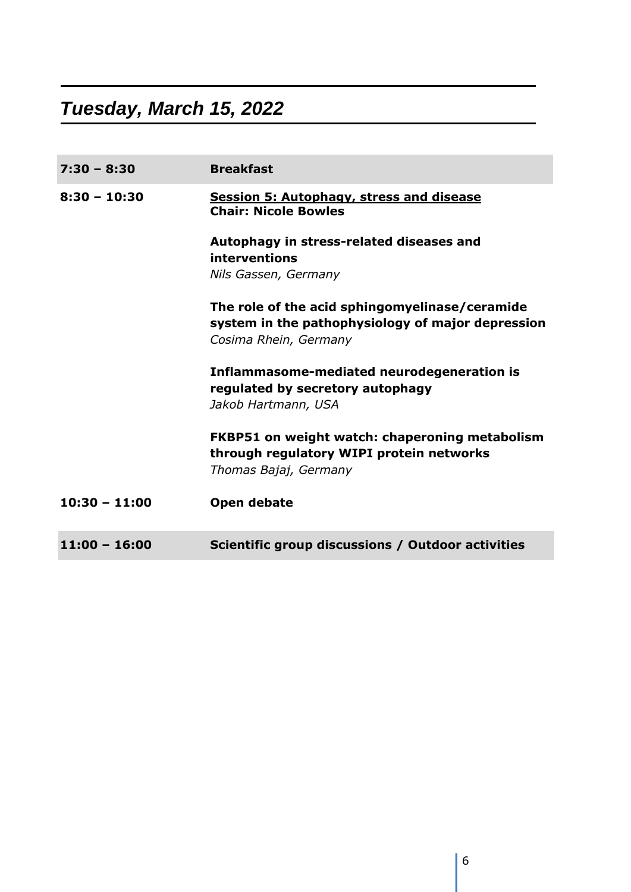## *Tuesday, March 15, 2022*

| | |
|---|---|
| **7:30 – 8:30** | **Breakfast** |
| **8:30 – 10:30** | **<u>Session 5: Autophagy, stress and disease</u>**<br>**Chair: Nicole Bowles**<br><br>**Autophagy in stress-related diseases and interventions**<br>*Nils Gassen, Germany*<br><br>**The role of the acid sphingomyelinase/ceramide system in the pathophysiology of major depression**<br>*Cosima Rhein, Germany*<br><br>**Inflammasome-mediated neurodegeneration is regulated by secretory autophagy**<br>*Jakob Hartmann, USA*<br><br>**FKBP51 on weight watch: chaperoning metabolism through regulatory WIPI protein networks**<br>*Thomas Bajaj, Germany* |
| **10:30 – 11:00** | **Open debate** |
| **11:00 – 16:00** | **Scientific group discussions / Outdoor activities** |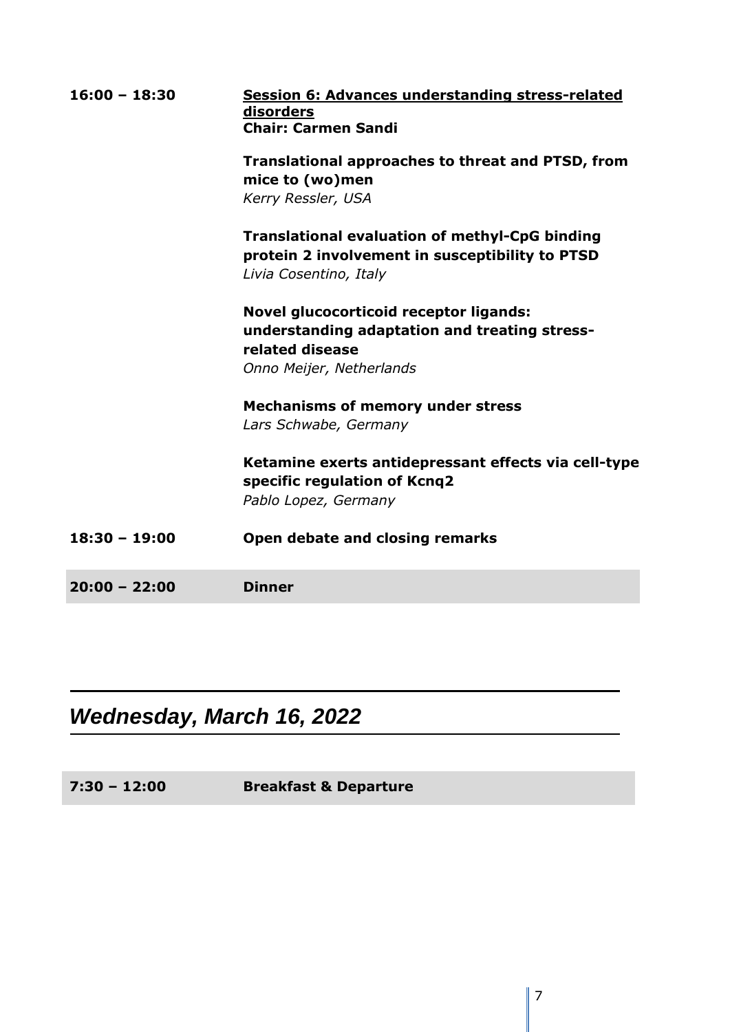**16:00 – 18:30** **Session 6: Advances understanding stress-related disorders**
**Chair: Carmen Sandi**

**Translational approaches to threat and PTSD, from mice to (wo)men**
*Kerry Ressler, USA*

**Translational evaluation of methyl-CpG binding protein 2 involvement in susceptibility to PTSD**
*Livia Cosentino, Italy*

**Novel glucocorticoid receptor ligands: understanding adaptation and treating stress-related disease**
*Onno Meijer, Netherlands*

**Mechanisms of memory under stress**
*Lars Schwabe, Germany*

**Ketamine exerts antidepressant effects via cell-type specific regulation of Kcnq2**
*Pablo Lopez, Germany*

**18:30 – 19:00** **Open debate and closing remarks**

**20:00 – 22:00** **Dinner**

## *Wednesday, March 16, 2022*

**7:30 – 12:00** **Breakfast & Departure**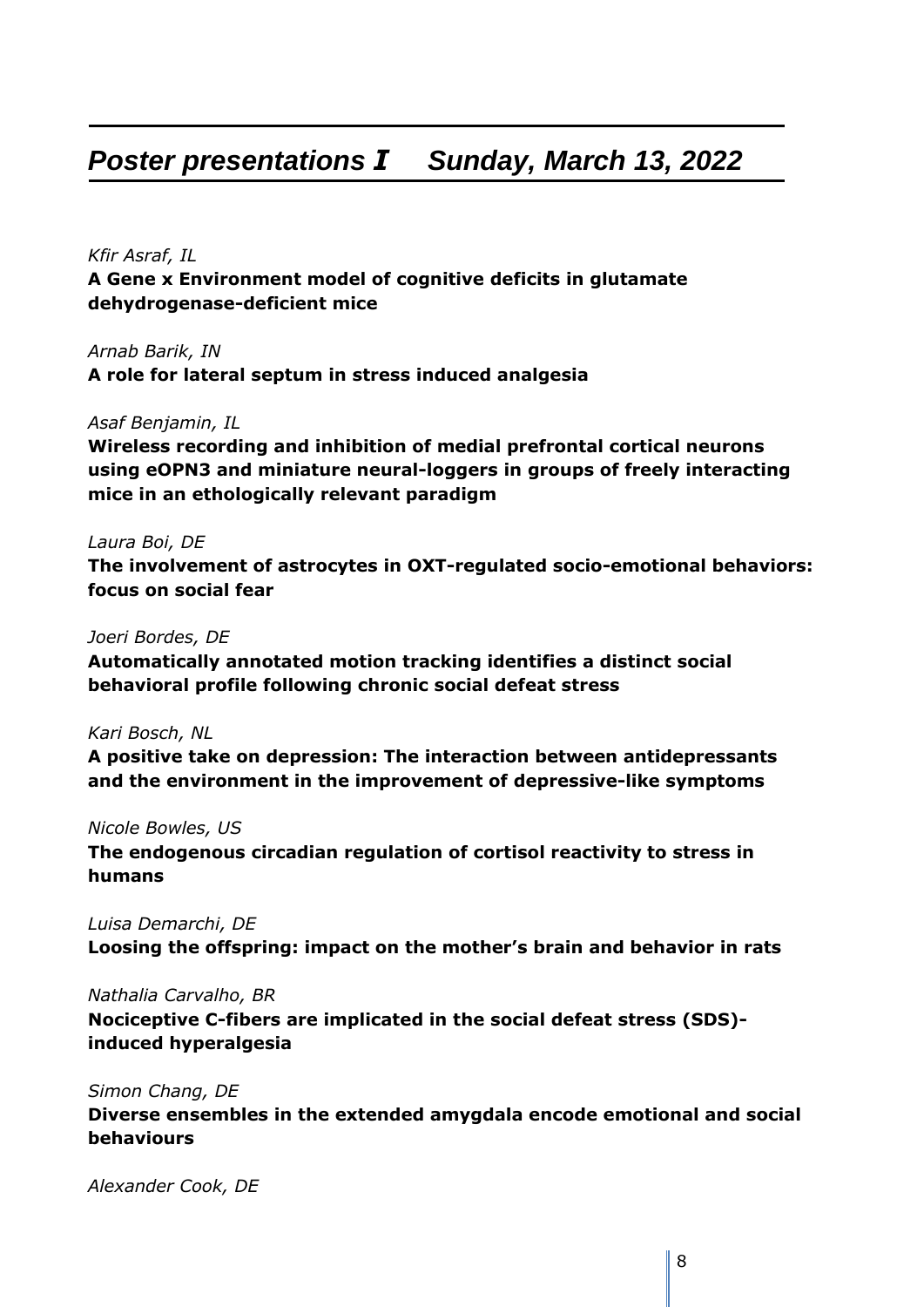## *Poster presentations I Sunday, March 13, 2022*

*Kfir Asraf, IL*
**A Gene x Environment model of cognitive deficits in glutamate dehydrogenase-deficient mice**

*Arnab Barik, IN*
**A role for lateral septum in stress induced analgesia**

*Asaf Benjamin, IL*
**Wireless recording and inhibition of medial prefrontal cortical neurons using eOPN3 and miniature neural-loggers in groups of freely interacting mice in an ethologically relevant paradigm**

*Laura Boi, DE*
**The involvement of astrocytes in OXT-regulated socio-emotional behaviors: focus on social fear**

*Joeri Bordes, DE*
**Automatically annotated motion tracking identifies a distinct social behavioral profile following chronic social defeat stress**

*Kari Bosch, NL*
**A positive take on depression: The interaction between antidepressants and the environment in the improvement of depressive-like symptoms**

*Nicole Bowles, US*
**The endogenous circadian regulation of cortisol reactivity to stress in humans**

*Luisa Demarchi, DE*
**Loosing the offspring: impact on the mother's brain and behavior in rats**

*Nathalia Carvalho, BR*
**Nociceptive C-fibers are implicated in the social defeat stress (SDS)-induced hyperalgesia**

*Simon Chang, DE*
**Diverse ensembles in the extended amygdala encode emotional and social behaviours**

*Alexander Cook, DE*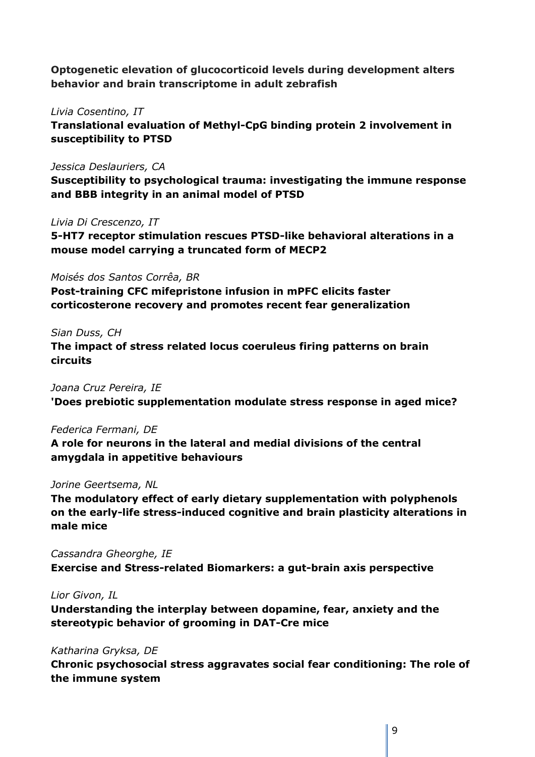**Optogenetic elevation of glucocorticoid levels during development alters behavior and brain transcriptome in adult zebrafish**

*Livia Cosentino, IT*

**Translational evaluation of Methyl-CpG binding protein 2 involvement in susceptibility to PTSD**

*Jessica Deslauriers, CA*

**Susceptibility to psychological trauma: investigating the immune response and BBB integrity in an animal model of PTSD**

*Livia Di Crescenzo, IT*

**5-HT7 receptor stimulation rescues PTSD-like behavioral alterations in a mouse model carrying a truncated form of MECP2**

*Moisés dos Santos Corrêa, BR*

**Post-training CFC mifepristone infusion in mPFC elicits faster corticosterone recovery and promotes recent fear generalization**

*Sian Duss, CH*

**The impact of stress related locus coeruleus firing patterns on brain circuits**

*Joana Cruz Pereira, IE*

**'Does prebiotic supplementation modulate stress response in aged mice?**

*Federica Fermani, DE*

**A role for neurons in the lateral and medial divisions of the central amygdala in appetitive behaviours**

*Jorine Geertsema, NL*

**The modulatory effect of early dietary supplementation with polyphenols on the early-life stress-induced cognitive and brain plasticity alterations in male mice**

*Cassandra Gheorghe, IE*

**Exercise and Stress-related Biomarkers: a gut-brain axis perspective**

*Lior Givon, IL*

**Understanding the interplay between dopamine, fear, anxiety and the stereotypic behavior of grooming in DAT-Cre mice**

*Katharina Gryksa, DE*

**Chronic psychosocial stress aggravates social fear conditioning: The role of the immune system**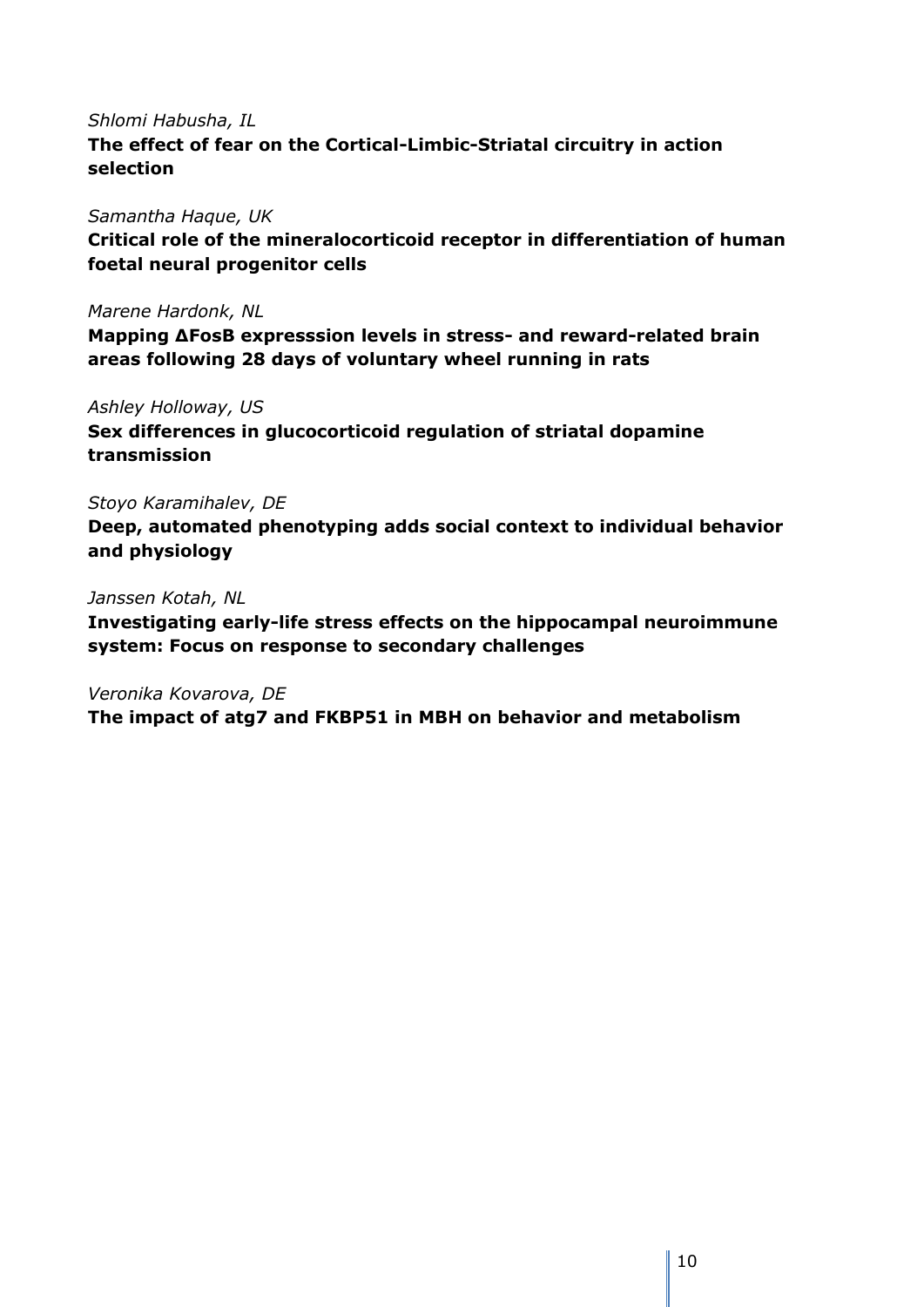*Shlomi Habusha, IL*
**The effect of fear on the Cortical-Limbic-Striatal circuitry in action selection**

*Samantha Haque, UK*
**Critical role of the mineralocorticoid receptor in differentiation of human foetal neural progenitor cells**

*Marene Hardonk, NL*
**Mapping ΔFosB expresssion levels in stress- and reward-related brain areas following 28 days of voluntary wheel running in rats**

*Ashley Holloway, US*
**Sex differences in glucocorticoid regulation of striatal dopamine transmission**

*Stoyo Karamihalev, DE*
**Deep, automated phenotyping adds social context to individual behavior and physiology**

*Janssen Kotah, NL*
**Investigating early-life stress effects on the hippocampal neuroimmune system: Focus on response to secondary challenges**

*Veronika Kovarova, DE*
**The impact of atg7 and FKBP51 in MBH on behavior and metabolism**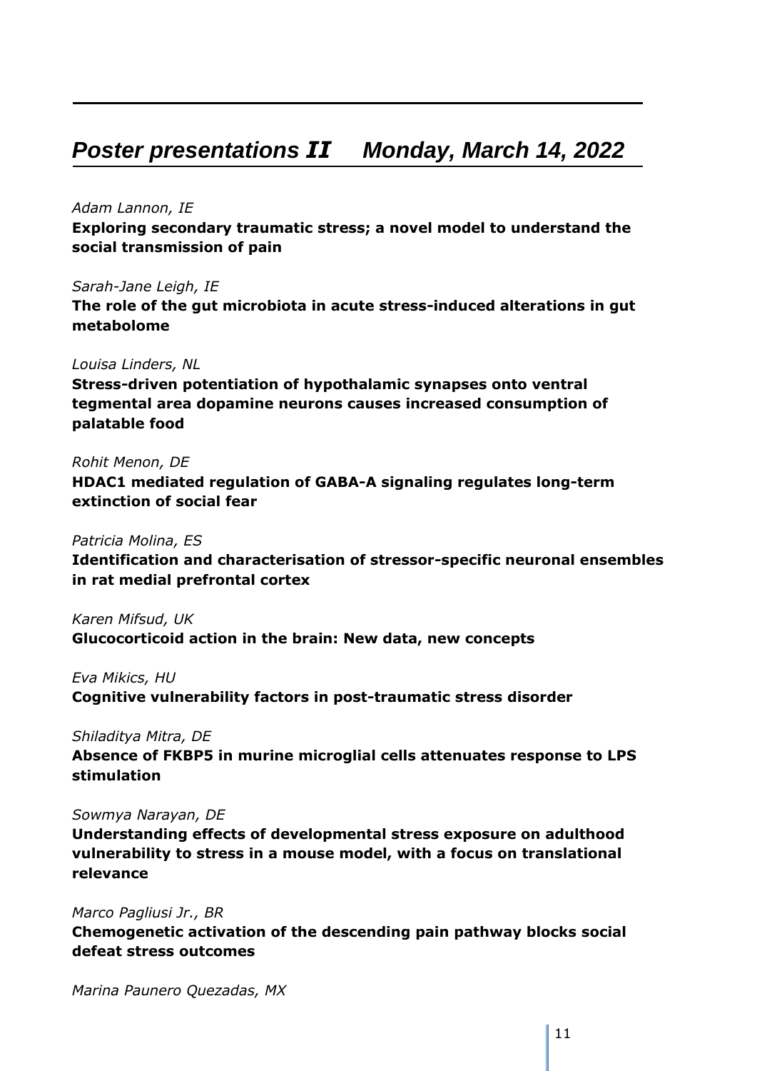# *Poster presentations II    Monday, March 14, 2022*

*Adam Lannon, IE*

**Exploring secondary traumatic stress; a novel model to understand the social transmission of pain**

*Sarah-Jane Leigh, IE*

**The role of the gut microbiota in acute stress-induced alterations in gut metabolome**

*Louisa Linders, NL*

**Stress-driven potentiation of hypothalamic synapses onto ventral tegmental area dopamine neurons causes increased consumption of palatable food**

*Rohit Menon, DE*

**HDAC1 mediated regulation of GABA-A signaling regulates long-term extinction of social fear**

*Patricia Molina, ES*

**Identification and characterisation of stressor-specific neuronal ensembles in rat medial prefrontal cortex**

*Karen Mifsud, UK*

**Glucocorticoid action in the brain: New data, new concepts**

*Eva Mikics, HU*

**Cognitive vulnerability factors in post-traumatic stress disorder**

*Shiladitya Mitra, DE*

**Absence of FKBP5 in murine microglial cells attenuates response to LPS stimulation**

*Sowmya Narayan, DE*

**Understanding effects of developmental stress exposure on adulthood vulnerability to stress in a mouse model, with a focus on translational relevance**

*Marco Pagliusi Jr., BR*

**Chemogenetic activation of the descending pain pathway blocks social defeat stress outcomes**

*Marina Paunero Quezadas, MX*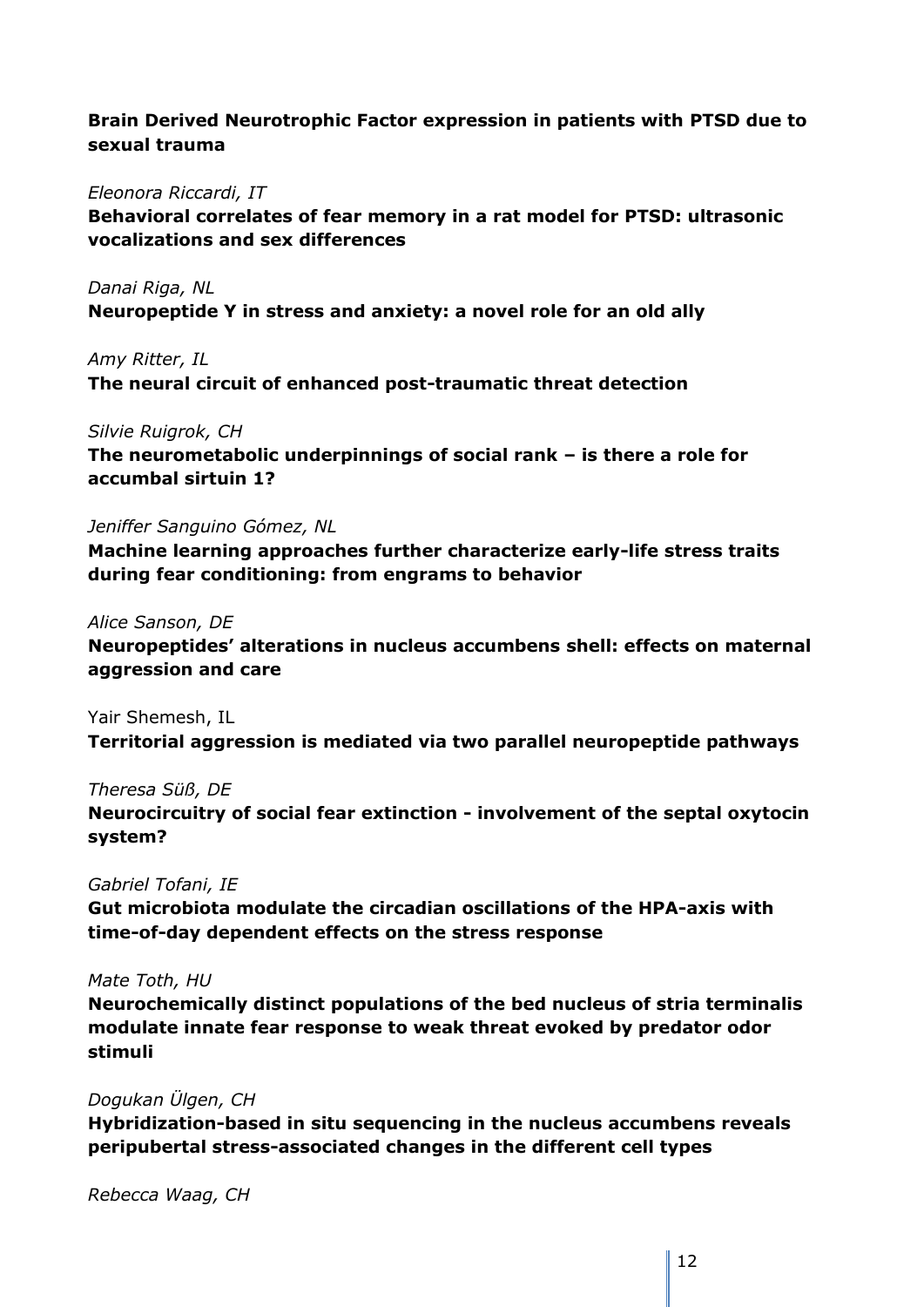**Brain Derived Neurotrophic Factor expression in patients with PTSD due to sexual trauma**

*Eleonora Riccardi, IT*

**Behavioral correlates of fear memory in a rat model for PTSD: ultrasonic vocalizations and sex differences**

*Danai Riga, NL*

**Neuropeptide Y in stress and anxiety: a novel role for an old ally**

*Amy Ritter, IL*

**The neural circuit of enhanced post-traumatic threat detection**

*Silvie Ruigrok, CH*

**The neurometabolic underpinnings of social rank – is there a role for accumbal sirtuin 1?**

*Jeniffer Sanguino Gómez, NL*

**Machine learning approaches further characterize early-life stress traits during fear conditioning: from engrams to behavior**

*Alice Sanson, DE*

**Neuropeptides' alterations in nucleus accumbens shell: effects on maternal aggression and care**

Yair Shemesh, IL

**Territorial aggression is mediated via two parallel neuropeptide pathways**

*Theresa Süß, DE*

**Neurocircuitry of social fear extinction - involvement of the septal oxytocin system?**

*Gabriel Tofani, IE*

**Gut microbiota modulate the circadian oscillations of the HPA-axis with time-of-day dependent effects on the stress response**

*Mate Toth, HU*

**Neurochemically distinct populations of the bed nucleus of stria terminalis modulate innate fear response to weak threat evoked by predator odor stimuli**

*Dogukan Ülgen, CH*

**Hybridization-based in situ sequencing in the nucleus accumbens reveals peripubertal stress-associated changes in the different cell types**

*Rebecca Waag, CH*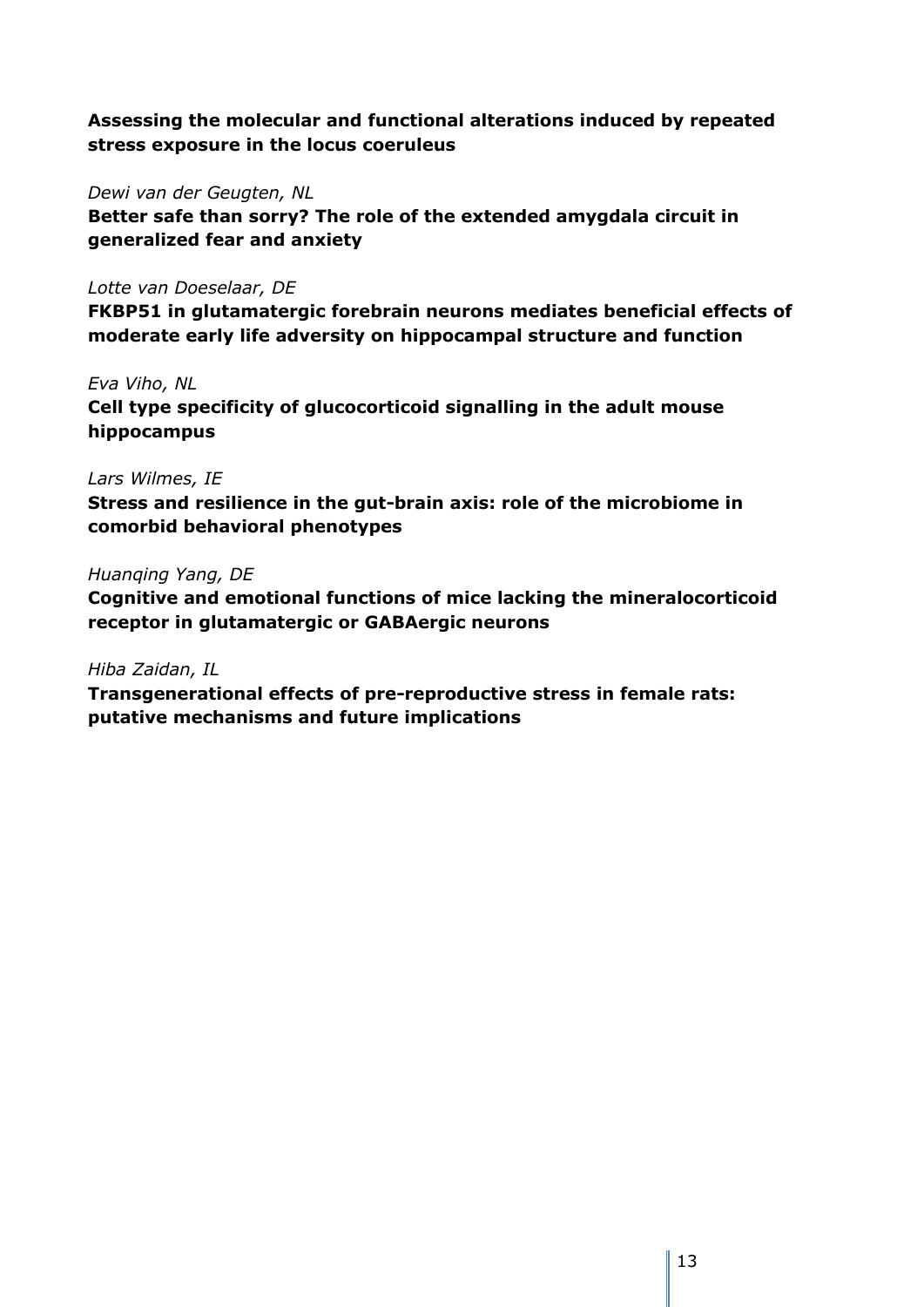**Assessing the molecular and functional alterations induced by repeated stress exposure in the locus coeruleus**

*Dewi van der Geugten, NL*

**Better safe than sorry? The role of the extended amygdala circuit in generalized fear and anxiety**

*Lotte van Doeselaar, DE*

**FKBP51 in glutamatergic forebrain neurons mediates beneficial effects of moderate early life adversity on hippocampal structure and function**

*Eva Viho, NL*

**Cell type specificity of glucocorticoid signalling in the adult mouse hippocampus**

*Lars Wilmes, IE*

**Stress and resilience in the gut-brain axis: role of the microbiome in comorbid behavioral phenotypes**

*Huanqing Yang, DE*

**Cognitive and emotional functions of mice lacking the mineralocorticoid receptor in glutamatergic or GABAergic neurons**

*Hiba Zaidan, IL*

**Transgenerational effects of pre-reproductive stress in female rats: putative mechanisms and future implications**